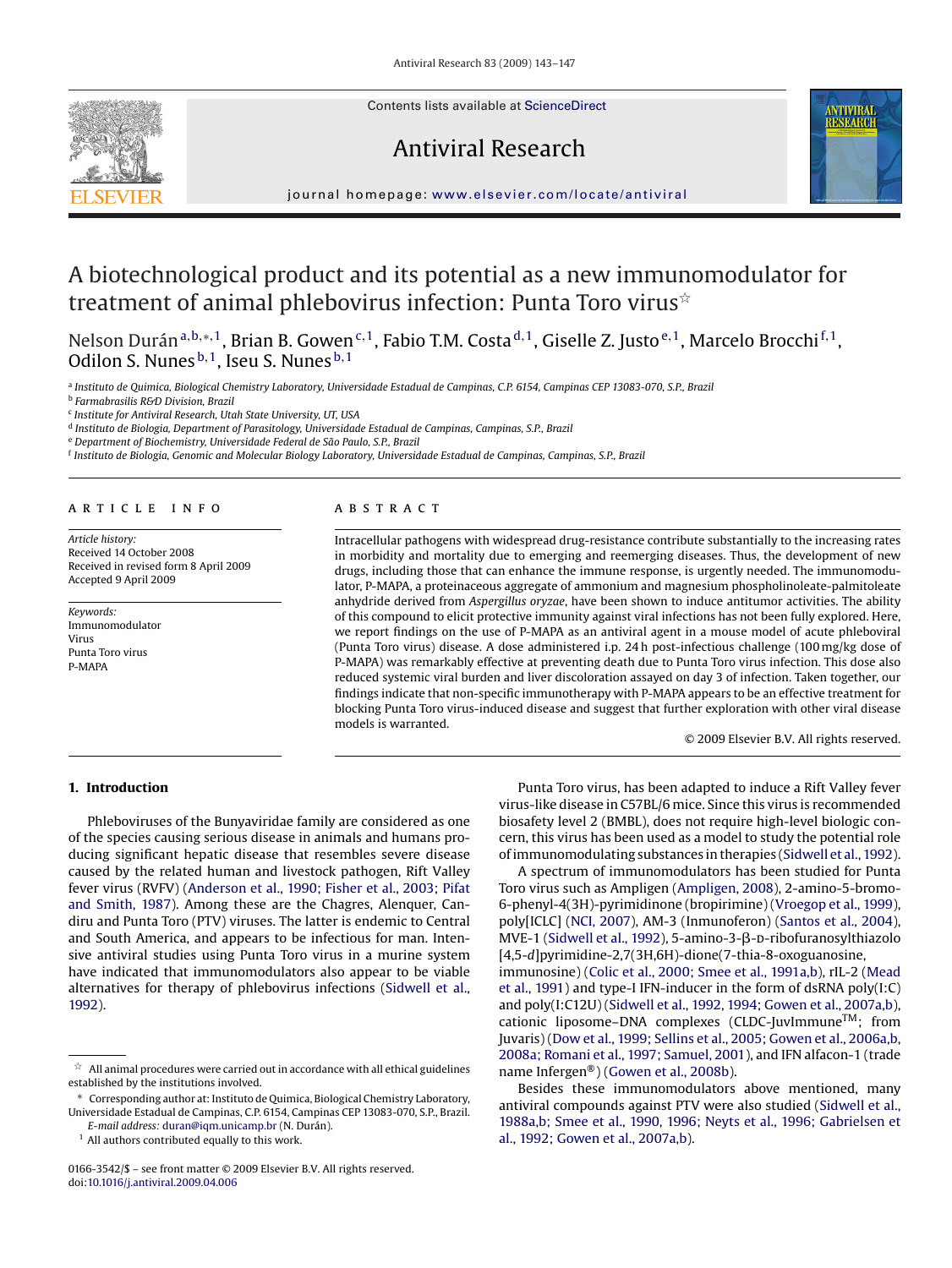# A biotechnological product and its potential as a new immunomodulator for treatment of animal phlebovirus infection: Punta Toro virus☆

Nelson Durán[a,b,*,1], Brian B. Gowen[c,1], Fabio T.M. Costa[d,1], Giselle Z. Justo[e,1], Marcelo Brocchi[f,1], Odilon S. Nunes[b,1], Iseu S. Nunes[b,1]

[a] Instituto de Química, Biological Chemistry Laboratory, Universidade Estadual de Campinas, C.P. 6154, Campinas CEP 13083-070, S.P., Brazil
[b] Farmabrasilis R&D Division, Brazil
[c] Institute for Antiviral Research, Utah State University, UT, USA
[d] Instituto de Biologia, Department of Parasitology, Universidade Estadual de Campinas, Campinas, S.P., Brazil
[e] Department of Biochemistry, Universidade Federal de São Paulo, S.P., Brazil
[f] Instituto de Biologia, Genomic and Molecular Biology Laboratory, Universidade Estadual de Campinas, Campinas, S.P., Brazil

## ARTICLE INFO

*Article history:*
Received 14 October 2008
Received in revised form 8 April 2009
Accepted 9 April 2009

*Keywords:*
Immunomodulator
Virus
Punta Toro virus
P-MAPA

## ABSTRACT

Intracellular pathogens with widespread drug-resistance contribute substantially to the increasing rates in morbidity and mortality due to emerging and reemerging diseases. Thus, the development of new drugs, including those that can enhance the immune response, is urgently needed. The immunomodulator, P-MAPA, a proteinaceous aggregate of ammonium and magnesium phospholinoleate-palmitoleate anhydride derived from *Aspergillus oryzae*, have been shown to induce antitumor activities. The ability of this compound to elicit protective immunity against viral infections has not been fully explored. Here, we report findings on the use of P-MAPA as an antiviral agent in a mouse model of acute phleboviral (Punta Toro virus) disease. A dose administered i.p. 24 h post-infectious challenge (100 mg/kg dose of P-MAPA) was remarkably effective at preventing death due to Punta Toro virus infection. This dose also reduced systemic viral burden and liver discoloration assayed on day 3 of infection. Taken together, our findings indicate that non-specific immunotherapy with P-MAPA appears to be an effective treatment for blocking Punta Toro virus-induced disease and suggest that further exploration with other viral disease models is warranted.

© 2009 Elsevier B.V. All rights reserved.

## 1. Introduction

Phleboviruses of the Bunyaviridae family are considered as one of the species causing serious disease in animals and humans producing significant hepatic disease that resembles severe disease caused by the related human and livestock pathogen, Rift Valley fever virus (RVFV) (Anderson et al., 1990; Fisher et al., 2003; Pifat and Smith, 1987). Among these are the Chagres, Alenquer, Candiru and Punta Toro (PTV) viruses. The latter is endemic to Central and South America, and appears to be infectious for man. Intensive antiviral studies using Punta Toro virus in a murine system have indicated that immunomodulators also appear to be viable alternatives for therapy of phlebovirus infections (Sidwell et al., 1992).

Punta Toro virus, has been adapted to induce a Rift Valley fever virus-like disease in C57BL/6 mice. Since this virus is recommended biosafety level 2 (BMBL), does not require high-level biologic concern, this virus has been used as a model to study the potential role of immunomodulating substances in therapies (Sidwell et al., 1992).

A spectrum of immunomodulators has been studied for Punta Toro virus such as Ampligen (Ampligen, 2008), 2-amino-5-bromo-6-phenyl-4(3H)-pyrimidinone (bropirimine) (Vroegop et al., 1999), poly[ICLC] (NCI, 2007), AM-3 (Inmunoferon) (Santos et al., 2004), MVE-1 (Sidwell et al., 1992), 5-amino-3-β-D-ribofuranosylthiazolo [4,5-*d*]pyrimidine-2,7(3H,6H)-dione(7-thia-8-oxoguanosine, immunosine) (Colic et al., 2000; Smee et al., 1991a,b), rIL-2 (Mead et al., 1991) and type-I IFN-inducer in the form of dsRNA poly(I:C) and poly(I:C12U) (Sidwell et al., 1992, 1994; Gowen et al., 2007a,b), cationic liposome–DNA complexes (CLDC-JuvImmune™; from Juvaris) (Dow et al., 1999; Sellins et al., 2005; Gowen et al., 2006a,b, 2008a; Romani et al., 1997; Samuel, 2001), and IFN alfacon-1 (trade name Infergen®) (Gowen et al., 2008b).

Besides these immunomodulators above mentioned, many antiviral compounds against PTV were also studied (Sidwell et al., 1988a,b; Smee et al., 1990, 1996; Neyts et al., 1996; Gabrielsen et al., 1992; Gowen et al., 2007a,b).

---

☆ All animal procedures were carried out in accordance with all ethical guidelines established by the institutions involved.

\* Corresponding author at: Instituto de Química, Biological Chemistry Laboratory, Universidade Estadual de Campinas, C.P. 6154, Campinas CEP 13083-070, S.P., Brazil.
*E-mail address:* duran@iqm.unicamp.br (N. Durán).

[1] All authors contributed equally to this work.

0166-3542/$ – see front matter © 2009 Elsevier B.V. All rights reserved.
doi:10.1016/j.antiviral.2009.04.006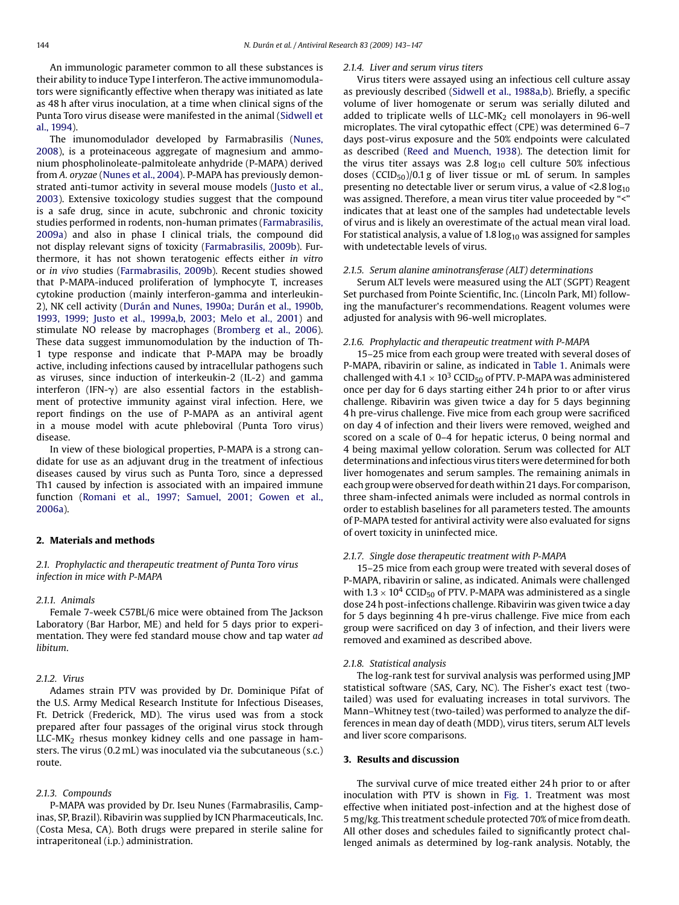An immunologic parameter common to all these substances is their ability to induce Type I interferon. The active immunomodulators were significantly effective when therapy was initiated as late as 48 h after virus inoculation, at a time when clinical signs of the Punta Toro virus disease were manifested in the animal (Sidwell et al., 1994).

The imunomodulador developed by Farmabrasilis (Nunes, 2008), is a proteinaceous aggregate of magnesium and ammonium phospholinoleate-palmitoleate anhydride (P-MAPA) derived from *A. oryzae* (Nunes et al., 2004). P-MAPA has previously demonstrated anti-tumor activity in several mouse models (Justo et al., 2003). Extensive toxicology studies suggest that the compound is a safe drug, since in acute, subchronic and chronic toxicity studies performed in rodents, non-human primates (Farmabrasilis, 2009a) and also in phase I clinical trials, the compound did not display relevant signs of toxicity (Farmabrasilis, 2009b). Furthermore, it has not shown teratogenic effects either *in vitro* or *in vivo* studies (Farmabrasilis, 2009b). Recent studies showed that P-MAPA-induced proliferation of lymphocyte T, increases cytokine production (mainly interferon-gamma and interleukin-2), NK cell activity (Durán and Nunes, 1990a; Durán et al., 1990b, 1993, 1999; Justo et al., 1999a,b, 2003; Melo et al., 2001) and stimulate NO release by macrophages (Bromberg et al., 2006). These data suggest immunomodulation by the induction of Th-1 type response and indicate that P-MAPA may be broadly active, including infections caused by intracellular pathogens such as viruses, since induction of interkeukin-2 (IL-2) and gamma interferon (IFN-γ) are also essential factors in the establishment of protective immunity against viral infection. Here, we report findings on the use of P-MAPA as an antiviral agent in a mouse model with acute phleboviral (Punta Toro virus) disease.

In view of these biological properties, P-MAPA is a strong candidate for use as an adjuvant drug in the treatment of infectious diseases caused by virus such as Punta Toro, since a depressed Th1 caused by infection is associated with an impaired immune function (Romani et al., 1997; Samuel, 2001; Gowen et al., 2006a).

## 2. Materials and methods

### 2.1. Prophylactic and therapeutic treatment of Punta Toro virus infection in mice with P-MAPA

#### 2.1.1. Animals

Female 7-week C57BL/6 mice were obtained from The Jackson Laboratory (Bar Harbor, ME) and held for 5 days prior to experimentation. They were fed standard mouse chow and tap water *ad libitum*.

#### 2.1.2. Virus

Adames strain PTV was provided by Dr. Dominique Pifat of the U.S. Army Medical Research Institute for Infectious Diseases, Ft. Detrick (Frederick, MD). The virus used was from a stock prepared after four passages of the original virus stock through $LLC\text{-}MK_2$ rhesus monkey kidney cells and one passage in hamsters. The virus (0.2 mL) was inoculated via the subcutaneous (s.c.) route.

#### 2.1.3. Compounds

P-MAPA was provided by Dr. Iseu Nunes (Farmabrasilis, Campinas, SP, Brazil). Ribavirin was supplied by ICN Pharmaceuticals, Inc. (Costa Mesa, CA). Both drugs were prepared in sterile saline for intraperitoneal (i.p.) administration.

#### 2.1.4. Liver and serum virus titers

Virus titers were assayed using an infectious cell culture assay as previously described (Sidwell et al., 1988a,b). Briefly, a specific volume of liver homogenate or serum was serially diluted and added to triplicate wells of $LLC\text{-}MK_2$ cell monolayers in 96-well microplates. The viral cytopathic effect (CPE) was determined 6–7 days post-virus exposure and the 50% endpoints were calculated as described (Reed and Muench, 1938). The detection limit for the virus titer assays was 2.8 $\log_{10}$ cell culture 50% infectious doses ($CCID_{50}$)/0.1 g of liver tissue or mL of serum. In samples presenting no detectable liver or serum virus, a value of <2.8 $\log_{10}$ was assigned. Therefore, a mean virus titer value proceeded by "<" indicates that at least one of the samples had undetectable levels of virus and is likely an overestimate of the actual mean viral load. For statistical analysis, a value of 1.8 $\log_{10}$ was assigned for samples with undetectable levels of virus.

#### 2.1.5. Serum alanine aminotransferase (ALT) determinations

Serum ALT levels were measured using the ALT (SGPT) Reagent Set purchased from Pointe Scientific, Inc. (Lincoln Park, MI) following the manufacturer's recommendations. Reagent volumes were adjusted for analysis with 96-well microplates.

#### 2.1.6. Prophylactic and therapeutic treatment with P-MAPA

15–25 mice from each group were treated with several doses of P-MAPA, ribavirin or saline, as indicated in Table 1. Animals were challenged with $4.1 \times 10^3$ $CCID_{50}$ of PTV. P-MAPA was administered once per day for 6 days starting either 24 h prior to or after virus challenge. Ribavirin was given twice a day for 5 days beginning 4 h pre-virus challenge. Five mice from each group were sacrificed on day 4 of infection and their livers were removed, weighed and scored on a scale of 0–4 for hepatic icterus, 0 being normal and 4 being maximal yellow coloration. Serum was collected for ALT determinations and infectious virus titers were determined for both liver homogenates and serum samples. The remaining animals in each group were observed for death within 21 days. For comparison, three sham-infected animals were included as normal controls in order to establish baselines for all parameters tested. The amounts of P-MAPA tested for antiviral activity were also evaluated for signs of overt toxicity in uninfected mice.

#### 2.1.7. Single dose therapeutic treatment with P-MAPA

15–25 mice from each group were treated with several doses of P-MAPA, ribavirin or saline, as indicated. Animals were challenged with $1.3 \times 10^4$ $CCID_{50}$ of PTV. P-MAPA was administered as a single dose 24 h post-infections challenge. Ribavirin was given twice a day for 5 days beginning 4 h pre-virus challenge. Five mice from each group were sacrificed on day 3 of infection, and their livers were removed and examined as described above.

#### 2.1.8. Statistical analysis

The log-rank test for survival analysis was performed using JMP statistical software (SAS, Cary, NC). The Fisher's exact test (two-tailed) was used for evaluating increases in total survivors. The Mann–Whitney test (two-tailed) was performed to analyze the differences in mean day of death (MDD), virus titers, serum ALT levels and liver score comparisons.

## 3. Results and discussion

The survival curve of mice treated either 24 h prior to or after inoculation with PTV is shown in Fig. 1. Treatment was most effective when initiated post-infection and at the highest dose of 5 mg/kg. This treatment schedule protected 70% of mice from death. All other doses and schedules failed to significantly protect challenged animals as determined by log-rank analysis. Notably, the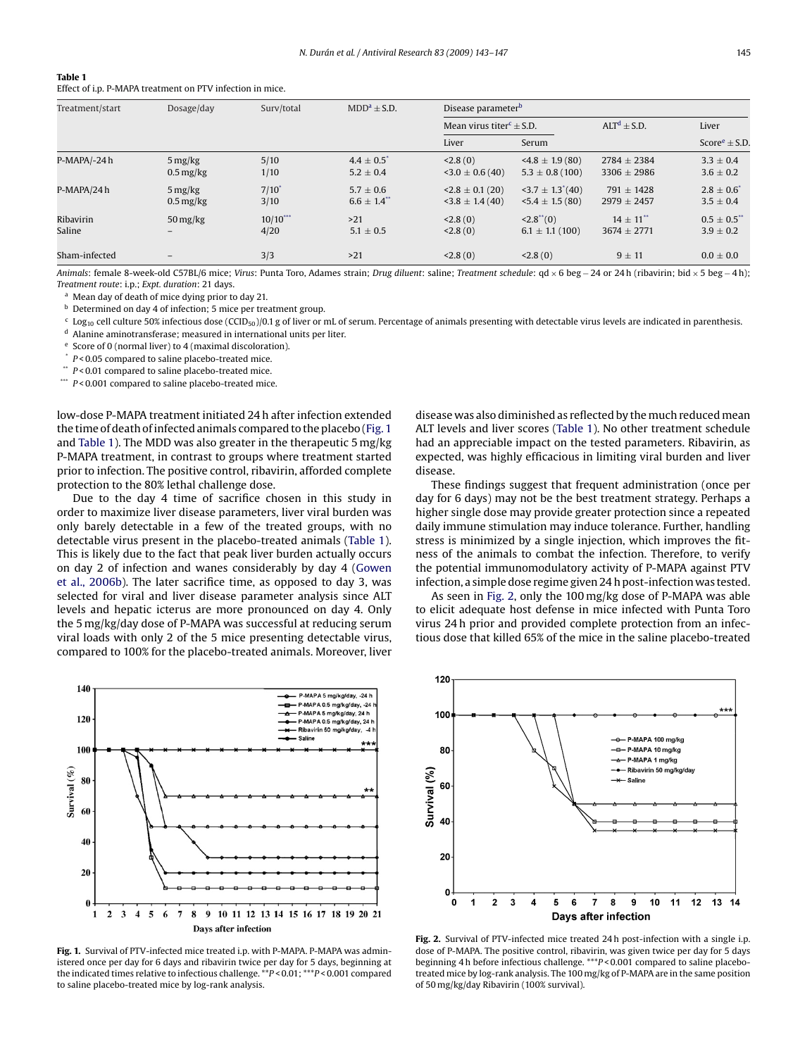**Table 1**
Effect of i.p. P-MAPA treatment on PTV infection in mice.

| Treatment/start | Dosage/day | Surv/total | MDD[a] ± S.D. | Disease parameter[b] | | | |
|---|---|---|---|---|---|---|---|
| | | | | Mean virus titer[c] ± S.D. | | ALT[d] ± S.D. | Liver |
| | | | | Liver | Serum | | Score[e] ± S.D. |
| P-MAPA/-24 h | 5 mg/kg | 5/10 | 4.4 ± 0.5[*] | <2.8 (0) | <4.8 ± 1.9 (80) | 2784 ± 2384 | 3.3 ± 0.4 |
| | 0.5 mg/kg | 1/10 | 5.2 ± 0.4 | <3.0 ± 0.6 (40) | 5.3 ± 0.8 (100) | 3306 ± 2986 | 3.6 ± 0.2 |
| P-MAPA/24 h | 5 mg/kg | 7/10[*] | 5.7 ± 0.6 | <2.8 ± 0.1 (20) | <3.7 ± 1.3[*](40) | 791 ± 1428 | 2.8 ± 0.6[*] |
| | 0.5 mg/kg | 3/10 | 6.6 ± 1.4[**] | <3.8 ± 1.4 (40) | <5.4 ± 1.5 (80) | 2979 ± 2457 | 3.5 ± 0.4 |
| Ribavirin | 50 mg/kg | 10/10[***] | >21 | <2.8 (0) | <2.8[**](0) | 14 ± 11[**] | 0.5 ± 0.5[**] |
| Saline | – | 4/20 | 5.1 ± 0.5 | <2.8 (0) | 6.1 ± 1.1 (100) | 3674 ± 2771 | 3.9 ± 0.2 |
| Sham-infected | – | 3/3 | >21 | <2.8 (0) | <2.8 (0) | 9 ± 11 | 0.0 ± 0.0 |

*Animals*: female 8-week-old C57BL/6 mice; *Virus*: Punta Toro, Adames strain; *Drug diluent*: saline; *Treatment schedule*: qd × 6 beg – 24 or 24 h (ribavirin; bid × 5 beg – 4 h); *Treatment route*: i.p.; *Expt. duration*: 21 days.

[a] Mean day of death of mice dying prior to day 21.
[b] Determined on day 4 of infection; 5 mice per treatment group.
[c] $Log_{10}$ cell culture 50% infectious dose ($CCID_{50}$)/0.1 g of liver or mL of serum. Percentage of animals presenting with detectable virus levels are indicated in parenthesis.
[d] Alanine aminotransferase; measured in international units per liter.
[e] Score of 0 (normal liver) to 4 (maximal discoloration).
[*] $P < 0.05$ compared to saline placebo-treated mice.
[**] $P < 0.01$ compared to saline placebo-treated mice.
[***] $P < 0.001$ compared to saline placebo-treated mice.

low-dose P-MAPA treatment initiated 24 h after infection extended the time of death of infected animals compared to the placebo (Fig. 1 and Table 1). The MDD was also greater in the therapeutic 5 mg/kg P-MAPA treatment, in contrast to groups where treatment started prior to infection. The positive control, ribavirin, afforded complete protection to the 80% lethal challenge dose.

Due to the day 4 time of sacrifice chosen in this study in order to maximize liver disease parameters, liver viral burden was only barely detectable in a few of the treated groups, with no detectable virus present in the placebo-treated animals (Table 1). This is likely due to the fact that peak liver burden actually occurs on day 2 of infection and wanes considerably by day 4 (Gowen et al., 2006b). The later sacrifice time, as opposed to day 3, was selected for viral and liver disease parameter analysis since ALT levels and hepatic icterus are more pronounced on day 4. Only the 5 mg/kg/day dose of P-MAPA was successful at reducing serum viral loads with only 2 of the 5 mice presenting detectable virus, compared to 100% for the placebo-treated animals. Moreover, liver disease was also diminished as reflected by the much reduced mean ALT levels and liver scores (Table 1). No other treatment schedule had an appreciable impact on the tested parameters. Ribavirin, as expected, was highly efficacious in limiting viral burden and liver disease.

These findings suggest that frequent administration (once per day for 6 days) may not be the best treatment strategy. Perhaps a higher single dose may provide greater protection since a repeated daily immune stimulation may induce tolerance. Further, handling stress is minimized by a single injection, which improves the fitness of the animals to combat the infection. Therefore, to verify the potential immunomodulatory activity of P-MAPA against PTV infection, a simple dose regime given 24 h post-infection was tested.

As seen in Fig. 2, only the 100 mg/kg dose of P-MAPA was able to elicit adequate host defense in mice infected with Punta Toro virus 24 h prior and provided complete protection from an infectious dose that killed 65% of the mice in the saline placebo-treated

**Fig. 1.** Survival of PTV-infected mice treated i.p. with P-MAPA. P-MAPA was administered once per day for 6 days and ribavirin twice per day for 5 days, beginning at the indicated times relative to infectious challenge. $^{**}P < 0.01$; $^{***}P < 0.001$ compared to saline placebo-treated mice by log-rank analysis.

**Fig. 2.** Survival of PTV-infected mice treated 24 h post-infection with a single i.p. dose of P-MAPA. The positive control, ribavirin, was given twice per day for 5 days beginning 4 h before infectious challenge. $^{***}P < 0.001$ compared to saline placebo-treated mice by log-rank analysis. The 100 mg/kg of P-MAPA are in the same position of 50 mg/kg/day Ribavirin (100% survival).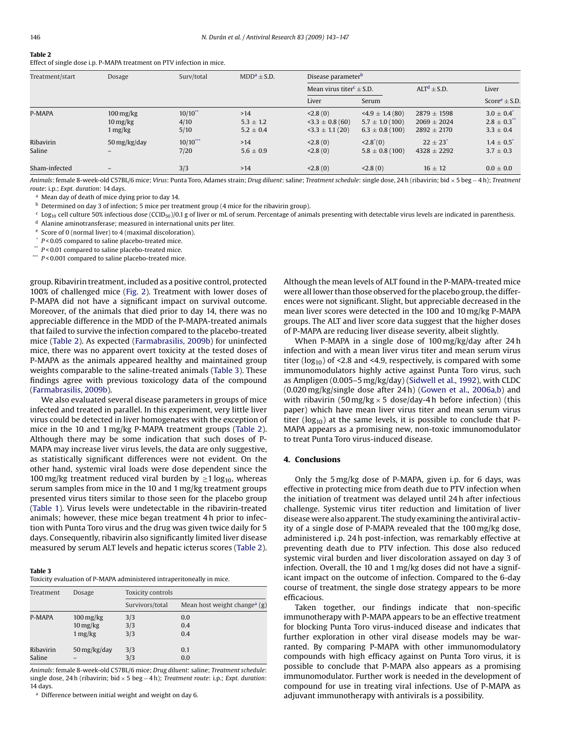**Table 2**
Effect of single dose i.p. P-MAPA treatment on PTV infection in mice.

| Treatment/start | Dosage | Surv/total | MDD[a] ± S.D. | Disease parameter[b] | | | |
|---|---|---|---|---|---|---|---|
| | | | | Mean virus titer[c] ± S.D. | | ALT[d] ± S.D. | Liver |
| | | | | Liver | Serum | | Score[e] ± S.D. |
| P-MAPA | 100 mg/kg | 10/10[**] | >14 | <2.8 (0) | <4.9 ± 1.4 (80) | 2879 ± 1598 | 3.0 ± 0.4[*] |
| | 10 mg/kg | 4/10 | 5.3 ± 1.2 | <3.3 ± 0.8 (60) | 5.7 ± 1.0 (100) | 2069 ± 2024 | 2.8 ± 0.3[**] |
| | 1 mg/kg | 5/10 | 5.2 ± 0.4 | <3.3 ± 1.1 (20) | 6.3 ± 0.8 (100) | 2892 ± 2170 | 3.3 ± 0.4 |
| Ribavirin | 50 mg/kg/day | 10/10[***] | >14 | <2.8 (0) | <2.8[*](0) | 22 ± 23[*] | 1.4 ± 0.5[*] |
| Saline | – | 7/20 | 5.6 ± 0.9 | <2.8 (0) | 5.8 ± 0.8 (100) | 4328 ± 2292 | 3.7 ± 0.3 |
| Sham-infected | – | 3/3 | >14 | <2.8 (0) | <2.8 (0) | 16 ± 12 | 0.0 ± 0.0 |

*Animals*: female 8-week-old C57BL/6 mice; *Virus*: Punta Toro, Adames strain; *Drug diluent*: saline; *Treatment schedule*: single dose, 24 h (ribavirin; bid × 5 beg − 4 h); *Treatment route*: i.p.; *Expt. duration*: 14 days.

[a] Mean day of death of mice dying prior to day 14.

[b] Determined on day 3 of infection; 5 mice per treatment group (4 mice for the ribavirin group).

[c] $Log_{10}$ cell culture 50% infectious dose ($CCID_{50}$)/0.1 g of liver or mL of serum. Percentage of animals presenting with detectable virus levels are indicated in parenthesis.

[d] Alanine aminotransferase; measured in international units per liter.

[e] Score of 0 (normal liver) to 4 (maximal discoloration).

[*] $P < 0.05$ compared to saline placebo-treated mice.

[**] $P < 0.01$ compared to saline placebo-treated mice.

[***] $P < 0.001$ compared to saline placebo-treated mice.

group. Ribavirin treatment, included as a positive control, protected 100% of challenged mice (Fig. 2). Treatment with lower doses of P-MAPA did not have a significant impact on survival outcome. Moreover, of the animals that died prior to day 14, there was no appreciable difference in the MDD of the P-MAPA-treated animals that failed to survive the infection compared to the placebo-treated mice (Table 2). As expected (Farmabrasilis, 2009b) for uninfected mice, there was no apparent overt toxicity at the tested doses of P-MAPA as the animals appeared healthy and maintained group weights comparable to the saline-treated animals (Table 3). These findings agree with previous toxicology data of the compound (Farmabrasilis, 2009b).

We also evaluated several disease parameters in groups of mice infected and treated in parallel. In this experiment, very little liver virus could be detected in liver homogenates with the exception of mice in the 10 and 1 mg/kg P-MAPA treatment groups (Table 2). Although there may be some indication that such doses of P-MAPA may increase liver virus levels, the data are only suggestive, as statistically significant differences were not evident. On the other hand, systemic viral loads were dose dependent since the 100 mg/kg treatment reduced viral burden by $\geq 1\ log_{10}$, whereas serum samples from mice in the 10 and 1 mg/kg treatment groups presented virus titers similar to those seen for the placebo group (Table 1). Virus levels were undetectable in the ribavirin-treated animals; however, these mice began treatment 4 h prior to infection with Punta Toro virus and the drug was given twice daily for 5 days. Consequently, ribavirin also significantly limited liver disease measured by serum ALT levels and hepatic icterus scores (Table 2).

**Table 3**
Toxicity evaluation of P-MAPA administered intraperitoneally in mice.

| Treatment | Dosage | Toxicity controls | |
|---|---|---|---|
| | | Survivors/total | Mean host weight change[a] (g) |
| P-MAPA | 100 mg/kg | 3/3 | 0.0 |
| | 10 mg/kg | 3/3 | 0.4 |
| | 1 mg/kg | 3/3 | 0.4 |
| Ribavirin | 50 mg/kg/day | 3/3 | 0.1 |
| Saline | – | 3/3 | 0.0 |

*Animals*: female 8-week-old C57BL/6 mice; *Drug diluent*: saline; *Treatment schedule*: single dose, 24 h (ribavirin; bid × 5 beg − 4 h); *Treatment route*: i.p.; *Expt. duration*: 14 days.

[a] Difference between initial weight and weight on day 6.

Although the mean levels of ALT found in the P-MAPA-treated mice were all lower than those observed for the placebo group, the differences were not significant. Slight, but appreciable decreased in the mean liver scores were detected in the 100 and 10 mg/kg P-MAPA groups. The ALT and liver score data suggest that the higher doses of P-MAPA are reducing liver disease severity, albeit slightly.

When P-MAPA in a single dose of 100 mg/kg/day after 24 h infection and with a mean liver virus titer and mean serum virus titer ($log_{10}$) of <2.8 and <4.9, respectively, is compared with some immunomodulators highly active against Punta Toro virus, such as Ampligen (0.005–5 mg/kg/day) (Sidwell et al., 1992), with CLDC (0.020 mg/kg/single dose after 24 h) (Gowen et al., 2006a,b) and with ribavirin (50 mg/kg × 5 dose/day-4 h before infection) (this paper) which have mean liver virus titer and mean serum virus titer ($log_{10}$) at the same levels, it is possible to conclude that P-MAPA appears as a promising new, non-toxic immunomodulator to treat Punta Toro virus-induced disease.

## 4. Conclusions

Only the 5 mg/kg dose of P-MAPA, given i.p. for 6 days, was effective in protecting mice from death due to PTV infection when the initiation of treatment was delayed until 24 h after infectious challenge. Systemic virus titer reduction and limitation of liver disease were also apparent. The study examining the antiviral activity of a single dose of P-MAPA revealed that the 100 mg/kg dose, administered i.p. 24 h post-infection, was remarkably effective at preventing death due to PTV infection. This dose also reduced systemic viral burden and liver discoloration assayed on day 3 of infection. Overall, the 10 and 1 mg/kg doses did not have a significant impact on the outcome of infection. Compared to the 6-day course of treatment, the single dose strategy appears to be more efficacious.

Taken together, our findings indicate that non-specific immunotherapy with P-MAPA appears to be an effective treatment for blocking Punta Toro virus-induced disease and indicates that further exploration in other viral disease models may be warranted. By comparing P-MAPA with other immunomodulatory compounds with high efficacy against Punta Toro virus, it is possible to conclude that P-MAPA also appears as a promising immunomodulator. Further work is needed in the development of compound for use in treating viral infections. Use of P-MAPA as adjuvant immunotherapy with antivirals is a possibility.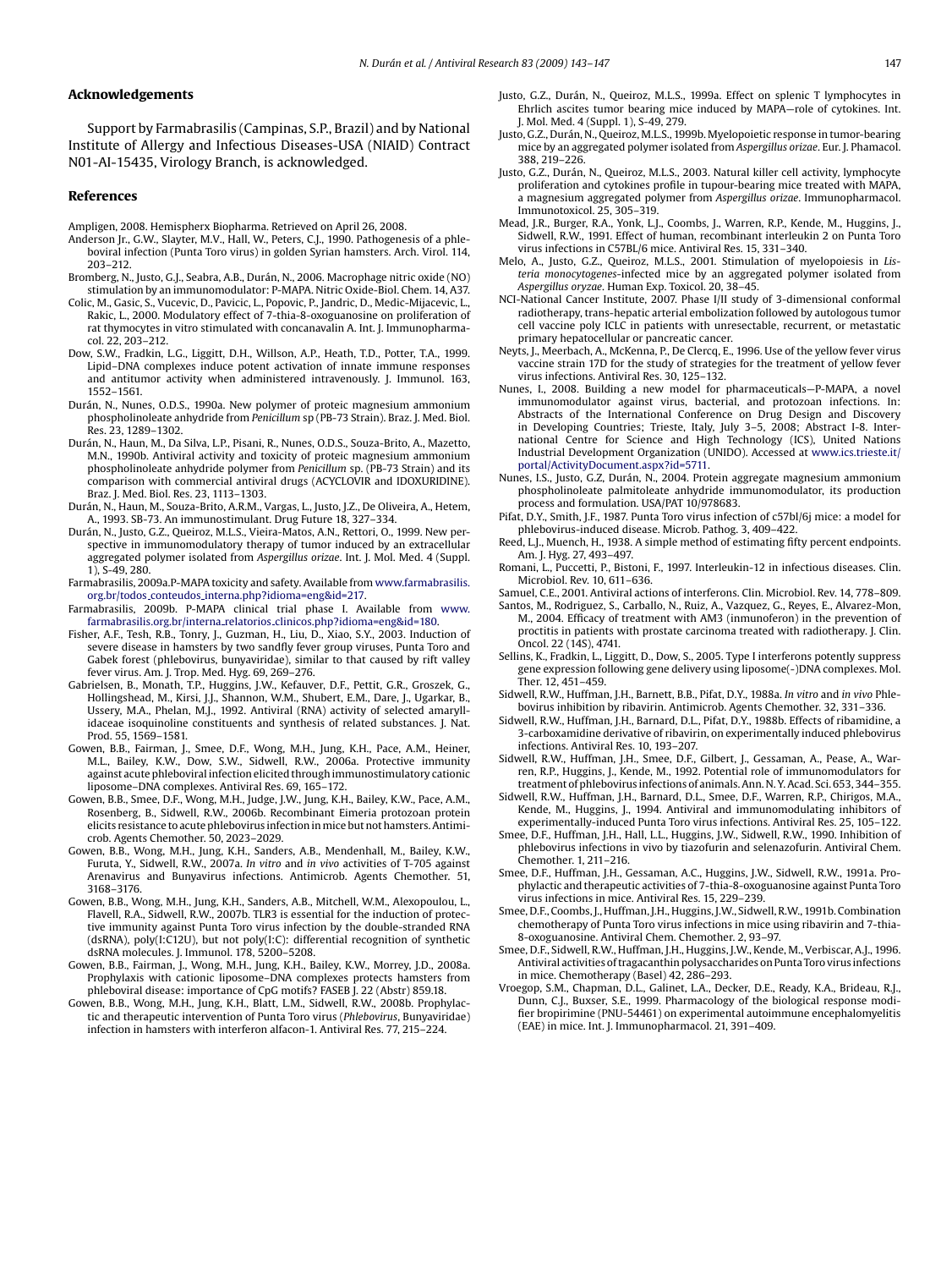## Acknowledgements

Support by Farmabrasilis (Campinas, S.P., Brazil) and by National Institute of Allergy and Infectious Diseases-USA (NIAID) Contract N01-AI-15435, Virology Branch, is acknowledged.

## References

Ampligen, 2008. Hemispherx Biopharma. Retrieved on April 26, 2008.

Anderson Jr., G.W., Slayter, M.V., Hall, W., Peters, C.J., 1990. Pathogenesis of a phleboviral infection (Punta Toro virus) in golden Syrian hamsters. Arch. Virol. 114, 203–212.

Bromberg, N., Justo, G.J., Seabra, A.B., Durán, N., 2006. Macrophage nitric oxide (NO) stimulation by an immunomodulator: P-MAPA. Nitric Oxide-Biol. Chem. 14, A37.

Colic, M., Gasic, S., Vucevic, D., Pavicic, L., Popovic, P., Jandric, D., Medic-Mijacevic, L., Rakic, L., 2000. Modulatory effect of 7-thia-8-oxoguanosine on proliferation of rat thymocytes in vitro stimulated with concanavalin A. Int. J. Immunopharmacol. 22, 203–212.

Dow, S.W., Fradkin, L.G., Liggitt, D.H., Willson, A.P., Heath, T.D., Potter, T.A., 1999. Lipid–DNA complexes induce potent activation of innate immune responses and antitumor activity when administered intravenously. J. Immunol. 163, 1552–1561.

Durán, N., Nunes, O.D.S., 1990a. New polymer of proteic magnesium ammonium phospholinoleate anhydride from *Penicillum* sp (PB-73 Strain). Braz. J. Med. Biol. Res. 23, 1289–1302.

Durán, N., Haun, M., Da Silva, L.P., Pisani, R., Nunes, O.D.S., Souza-Brito, A., Mazetto, M.N., 1990b. Antiviral activity and toxicity of proteic magnesium ammonium phospholinoleate anhydride polymer from *Penicillum* sp. (PB-73 Strain) and its comparison with commercial antiviral drugs (ACYCLOVIR and IDOXURIDINE). Braz. J. Med. Biol. Res. 23, 1113–1303.

Durán, N., Haun, M., Souza-Brito, A.R.M., Vargas, L., Justo, J.Z., De Oliveira, A., Hetem, A., 1993. SB-73. An immunostimulant. Drug Future 18, 327–334.

Durán, N., Justo, G.Z., Queiroz, M.L.S., Vieira-Matos, A.N., Rettori, O., 1999. New perspective in immunomodulatory therapy of tumor induced by an extracellular aggregated polymer isolated from *Aspergillus orizae*. Int. J. Mol. Med. 4 (Suppl. 1), S-49, 280.

Farmabrasilis, 2009a.P-MAPA toxicity and safety. Available from www.farmabrasilis.org.br/todos_conteudos_interna.php?idioma=eng&id=217.

Farmabrasilis, 2009b. P-MAPA clinical trial phase I. Available from www.farmabrasilis.org.br/interna_relatorios_clinicos.php?idioma=eng&id=180.

Fisher, A.F., Tesh, R.B., Tonry, J., Guzman, H., Liu, D., Xiao, S.Y., 2003. Induction of severe disease in hamsters by two sandfly fever group viruses, Punta Toro and Gabek forest (phlebovirus, bunyaviridae), similar to that caused by rift valley fever virus. Am. J. Trop. Med. Hyg. 69, 269–276.

Gabrielsen, B., Monath, T.P., Huggins, J.W., Kefauver, D.F., Pettit, G.R., Groszek, G., Hollingshead, M., Kirsi, J.J., Shannon, W.M., Shubert, E.M., Dare, J., Ugarkar, B., Ussery, M.A., Phelan, M.J., 1992. Antiviral (RNA) activity of selected amaryllidaceae isoquinoline constituents and synthesis of related substances. J. Nat. Prod. 55, 1569–1581.

Gowen, B.B., Fairman, J., Smee, D.F., Wong, M.H., Jung, K.H., Pace, A.M., Heiner, M.L., Bailey, K.W., Dow, S.W., Sidwell, R.W., 2006a. Protective immunity against acute phleboviral infection elicited through immunostimulatory cationic liposome–DNA complexes. Antiviral Res. 69, 165–172.

Gowen, B.B., Smee, D.F., Wong, M.H., Judge, J.W., Jung, K.H., Bailey, K.W., Pace, A.M., Rosenberg, B., Sidwell, R.W., 2006b. Recombinant Eimeria protozoan protein elicits resistance to acute phlebovirus infection in mice but not hamsters. Antimicrob. Agents Chemother. 50, 2023–2029.

Gowen, B.B., Wong, M.H., Jung, K.H., Sanders, A.B., Mendenhall, M., Bailey, K.W., Furuta, Y., Sidwell, R.W., 2007a. *In vitro* and *in vivo* activities of T-705 against Arenavirus and Bunyavirus infections. Antimicrob. Agents Chemother. 51, 3168–3176.

Gowen, B.B., Wong, M.H., Jung, K.H., Sanders, A.B., Mitchell, W.M., Alexopoulou, L., Flavell, R.A., Sidwell, R.W., 2007b. TLR3 is essential for the induction of protective immunity against Punta Toro virus infection by the double-stranded RNA (dsRNA), poly(I:C12U), but not poly(I:C): differential recognition of synthetic dsRNA molecules. J. Immunol. 178, 5200–5208.

Gowen, B.B., Fairman, J., Wong, M.H., Jung, K.H., Bailey, K.W., Morrey, J.D., 2008a. Prophylaxis with cationic liposome–DNA complexes protects hamsters from phleboviral disease: importance of CpG motifs? FASEB J. 22 (Abstr) 859.18.

Gowen, B.B., Wong, M.H., Jung, K.H., Blatt, L.M., Sidwell, R.W., 2008b. Prophylactic and therapeutic intervention of Punta Toro virus (*Phlebovirus*, Bunyaviridae) infection in hamsters with interferon alfacon-1. Antiviral Res. 77, 215–224.

Justo, G.Z., Durán, N., Queiroz, M.L.S., 1999a. Effect on splenic T lymphocytes in Ehrlich ascites tumor bearing mice induced by MAPA—role of cytokines. Int. J. Mol. Med. 4 (Suppl. 1), S-49, 279.

Justo, G.Z., Durán, N., Queiroz, M.L.S., 1999b. Myelopoietic response in tumor-bearing mice by an aggregated polymer isolated from *Aspergillus orizae*. Eur. J. Phamacol. 388, 219–226.

Justo, G.Z., Durán, N., Queiroz, M.L.S., 2003. Natural killer cell activity, lymphocyte proliferation and cytokines profile in tupour-bearing mice treated with MAPA, a magnesium aggregated polymer from *Aspergillus orizae*. Immunopharmacol. Immunotoxicol. 25, 305–319.

Mead, J.R., Burger, R.A., Yonk, L.J., Coombs, J., Warren, R.P., Kende, M., Huggins, J., Sidwell, R.W., 1991. Effect of human, recombinant interleukin 2 on Punta Toro virus infections in C57BL/6 mice. Antiviral Res. 15, 331–340.

Melo, A., Justo, G.Z., Queiroz, M.L.S., 2001. Stimulation of myelopoiesis in *Listeria monocytogenes*-infected mice by an aggregated polymer isolated from *Aspergillus oryzae*. Human Exp. Toxicol. 20, 38–45.

NCI-National Cancer Institute, 2007. Phase I/II study of 3-dimensional conformal radiotherapy, trans-hepatic arterial embolization followed by autologous tumor cell vaccine poly ICLC in patients with unresectable, recurrent, or metastatic primary hepatocellular or pancreatic cancer.

Neyts, J., Meerbach, A., McKenna, P., De Clercq, E., 1996. Use of the yellow fever virus vaccine strain 17D for the study of strategies for the treatment of yellow fever virus infections. Antiviral Res. 30, 125–132.

Nunes, I., 2008. Building a new model for pharmaceuticals—P-MAPA, a novel immunomodulator against virus, bacterial, and protozoan infections. In: Abstracts of the International Conference on Drug Design and Discovery in Developing Countries; Trieste, Italy, July 3–5, 2008; Abstract I-8. International Centre for Science and High Technology (ICS), United Nations Industrial Development Organization (UNIDO). Accessed at www.ics.trieste.it/portal/ActivityDocument.aspx?id=5711.

Nunes, I.S., Justo, G.Z, Durán, N., 2004. Protein aggregate magnesium ammonium phospholinoleate palmitoleate anhydride immunomodulator, its production process and formulation. USA/PAT 10/978683.

Pifat, D.Y., Smith, J.F., 1987. Punta Toro virus infection of c57bl/6j mice: a model for phlebovirus-induced disease. Microb. Pathog. 3, 409–422.

Reed, L.J., Muench, H., 1938. A simple method of estimating fifty percent endpoints. Am. J. Hyg. 27, 493–497.

Romani, L., Puccetti, P., Bistoni, F., 1997. Interleukin-12 in infectious diseases. Clin. Microbiol. Rev. 10, 611–636.

Samuel, C.E., 2001. Antiviral actions of interferons. Clin. Microbiol. Rev. 14, 778–809.

Santos, M., Rodriguez, S., Carballo, N., Ruiz, A., Vazquez, G., Reyes, E., Alvarez-Mon, M., 2004. Efficacy of treatment with AM3 (inmunoferon) in the prevention of proctitis in patients with prostate carcinoma treated with radiotherapy. J. Clin. Oncol. 22 (14S), 4741.

Sellins, K., Fradkin, L., Liggitt, D., Dow, S., 2005. Type I interferons potently suppress gene expression following gene delivery using liposome(-)DNA complexes. Mol. Ther. 12, 451–459.

Sidwell, R.W., Huffman, J.H., Barnett, B.B., Pifat, D.Y., 1988a. *In vitro* and *in vivo* Phlebovirus inhibition by ribavirin. Antimicrob. Agents Chemother. 32, 331–336.

Sidwell, R.W., Huffman, J.H., Barnard, D.L., Pifat, D.Y., 1988b. Effects of ribamidine, a 3-carboxamidine derivative of ribavirin, on experimentally induced phlebovirus infections. Antiviral Res. 10, 193–207.

Sidwell, R.W., Huffman, J.H., Smee, D.F., Gilbert, J., Gessaman, A., Pease, A., Warren, R.P., Huggins, J., Kende, M., 1992. Potential role of immunomodulators for treatment of phlebovirus infections of animals. Ann. N. Y. Acad. Sci. 653, 344–355.

Sidwell, R.W., Huffman, J.H., Barnard, D.L., Smee, D.F., Warren, R.P., Chirigos, M.A., Kende, M., Huggins, J., 1994. Antiviral and immunomodulating inhibitors of experimentally-induced Punta Toro virus infections. Antiviral Res. 25, 105–122.

Smee, D.F., Huffman, J.H., Hall, L.L., Huggins, J.W., Sidwell, R.W., 1990. Inhibition of phlebovirus infections in vivo by tiazofurin and selenazofurin. Antiviral Chem. Chemother. 1, 211–216.

Smee, D.F., Huffman, J.H., Gessaman, A.C., Huggins, J.W., Sidwell, R.W., 1991a. Prophylactic and therapeutic activities of 7-thia-8-oxoguanosine against Punta Toro virus infections in mice. Antiviral Res. 15, 229–239.

Smee, D.F., Coombs, J., Huffman, J.H., Huggins, J.W., Sidwell, R.W., 1991b. Combination chemotherapy of Punta Toro virus infections in mice using ribavirin and 7-thia-8-oxoguanosine. Antiviral Chem. Chemother. 2, 93–97.

Smee, D.F., Sidwell, R.W., Huffman, J.H., Huggins, J.W., Kende, M., Verbiscar, A.J., 1996. Antiviral activities of tragacanthin polysaccharides on Punta Toro virus infections in mice. Chemotherapy (Basel) 42, 286–293.

Vroegop, S.M., Chapman, D.L., Galinet, L.A., Decker, D.E., Ready, K.A., Brideau, R.J., Dunn, C.J., Buxser, S.E., 1999. Pharmacology of the biological response modifier bropirimine (PNU-54461) on experimental autoimmune encephalomyelitis (EAE) in mice. Int. J. Immunopharmacol. 21, 391–409.